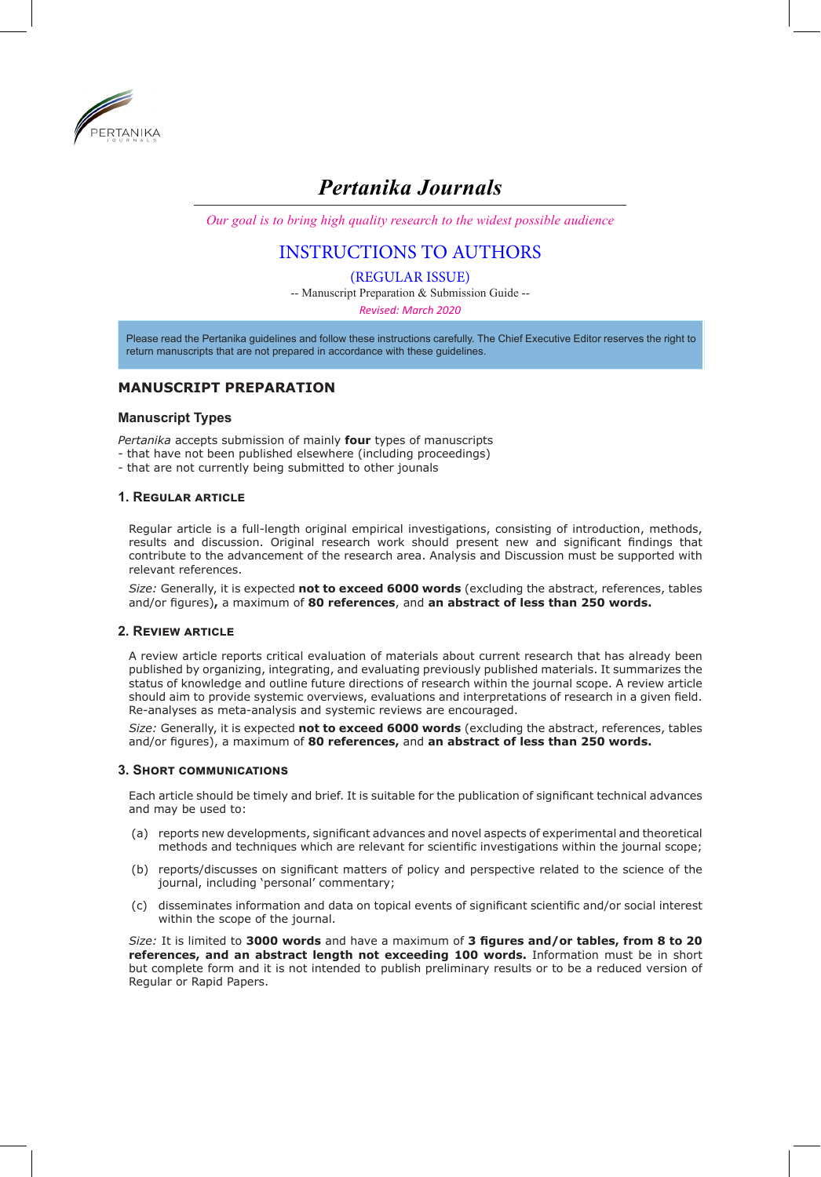# Pertanika Journals

*Our goal is to bring high quality research to the widest possible audience*

## INSTRUCTIONS TO AUTHORS

(REGULAR ISSUE)

-- Manuscript Preparation & Submission Guide --

*Revised: March 2020*

Please read the Pertanika guidelines and follow these instructions carefully. The Chief Executive Editor reserves the right to return manuscripts that are not prepared in accordance with these guidelines.

## MANUSCRIPT PREPARATION

### Manuscript Types

*Pertanika* accepts submission of mainly **four** types of manuscripts
- that have not been published elsewhere (including proceedings)
- that are not currently being submitted to other jounals

#### 1. Regular article

Regular article is a full-length original empirical investigations, consisting of introduction, methods, results and discussion. Original research work should present new and significant findings that contribute to the advancement of the research area. Analysis and Discussion must be supported with relevant references.

*Size:* Generally, it is expected **not to exceed 6000 words** (excluding the abstract, references, tables and/or figures)**,** a maximum of **80 references**, and **an abstract of less than 250 words.**

#### 2. Review article

A review article reports critical evaluation of materials about current research that has already been published by organizing, integrating, and evaluating previously published materials. It summarizes the status of knowledge and outline future directions of research within the journal scope. A review article should aim to provide systemic overviews, evaluations and interpretations of research in a given field. Re-analyses as meta-analysis and systemic reviews are encouraged.

*Size:* Generally, it is expected **not to exceed 6000 words** (excluding the abstract, references, tables and/or figures), a maximum of **80 references,** and **an abstract of less than 250 words.**

#### 3. Short communications

Each article should be timely and brief. It is suitable for the publication of significant technical advances and may be used to:

(a) reports new developments, significant advances and novel aspects of experimental and theoretical methods and techniques which are relevant for scientific investigations within the journal scope;

(b) reports/discusses on significant matters of policy and perspective related to the science of the journal, including 'personal' commentary;

(c) disseminates information and data on topical events of significant scientific and/or social interest within the scope of the journal.

*Size:* It is limited to **3000 words** and have a maximum of **3 figures and/or tables, from 8 to 20 references, and an abstract length not exceeding 100 words.** Information must be in short but complete form and it is not intended to publish preliminary results or to be a reduced version of Regular or Rapid Papers.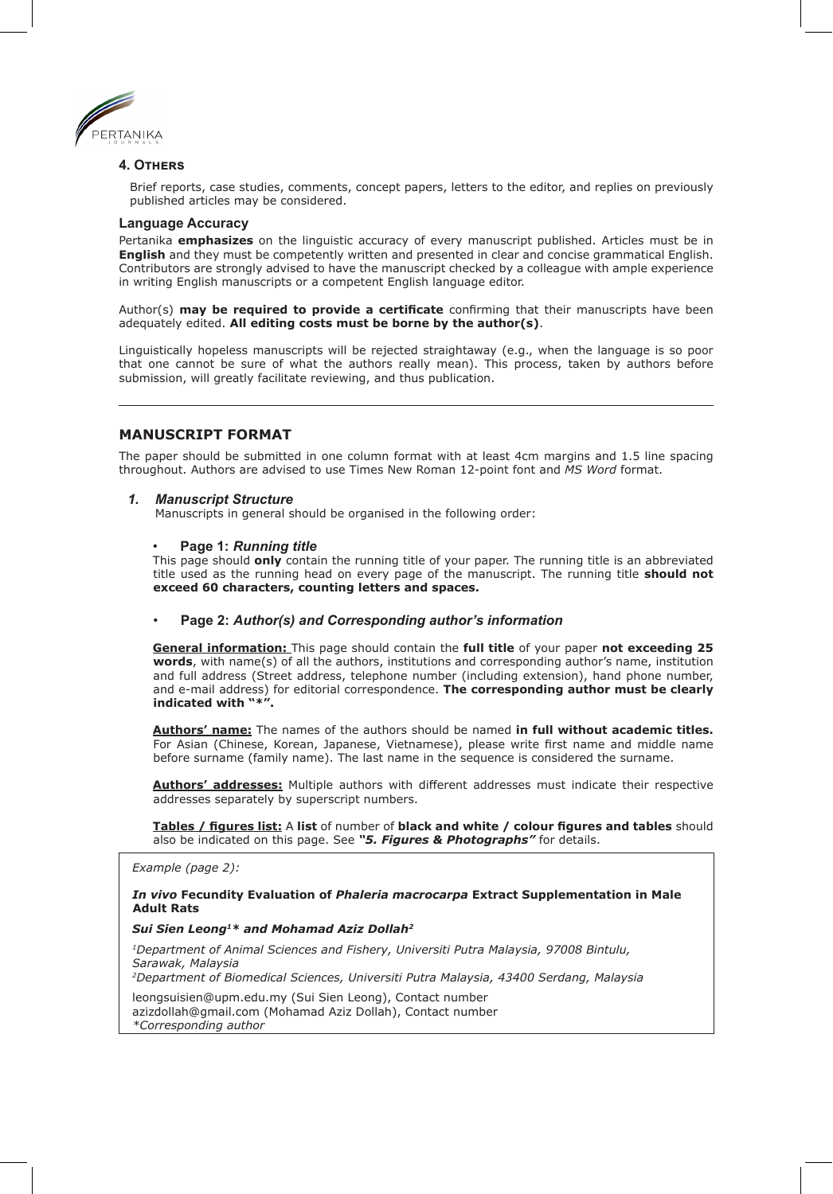### 4. Others

Brief reports, case studies, comments, concept papers, letters to the editor, and replies on previously published articles may be considered.

### Language Accuracy

Pertanika **emphasizes** on the linguistic accuracy of every manuscript published. Articles must be in **English** and they must be competently written and presented in clear and concise grammatical English. Contributors are strongly advised to have the manuscript checked by a colleague with ample experience in writing English manuscripts or a competent English language editor.

Author(s) **may be required to provide a certificate** confirming that their manuscripts have been adequately edited. **All editing costs must be borne by the author(s)**.

Linguistically hopeless manuscripts will be rejected straightaway (e.g., when the language is so poor that one cannot be sure of what the authors really mean). This process, taken by authors before submission, will greatly facilitate reviewing, and thus publication.

---

## MANUSCRIPT FORMAT

The paper should be submitted in one column format with at least 4cm margins and 1.5 line spacing throughout. Authors are advised to use Times New Roman 12-point font and *MS Word* format.

### 1. *Manuscript Structure*

Manuscripts in general should be organised in the following order:

- **Page 1:** ***Running title***

This page should **only** contain the running title of your paper. The running title is an abbreviated title used as the running head on every page of the manuscript. The running title **should not exceed 60 characters, counting letters and spaces.**

- **Page 2:** ***Author(s) and Corresponding author's information***

**General information:** This page should contain the **full title** of your paper **not exceeding 25 words**, with name(s) of all the authors, institutions and corresponding author's name, institution and full address (Street address, telephone number (including extension), hand phone number, and e-mail address) for editorial correspondence. **The corresponding author must be clearly indicated with "*".**

**Authors' name:** The names of the authors should be named **in full without academic titles.** For Asian (Chinese, Korean, Japanese, Vietnamese), please write first name and middle name before surname (family name). The last name in the sequence is considered the surname.

**Authors' addresses:** Multiple authors with different addresses must indicate their respective addresses separately by superscript numbers.

**Tables / figures list:** A **list** of number of **black and white / colour figures and tables** should also be indicated on this page. See ***"5. Figures & Photographs"*** for details.

> *Example (page 2):*
>
> ***In vivo*** **Fecundity Evaluation of *Phaleria macrocarpa* Extract Supplementation in Male Adult Rats**
>
> ***Sui Sien Leong[1]* and Mohamad Aziz Dollah[2]***
>
> *[1]Department of Animal Sciences and Fishery, Universiti Putra Malaysia, 97008 Bintulu, Sarawak, Malaysia*
> *[2]Department of Biomedical Sciences, Universiti Putra Malaysia, 43400 Serdang, Malaysia*
>
> leongsuisien@upm.edu.my (Sui Sien Leong), Contact number
> azizdollah@gmail.com (Mohamad Aziz Dollah), Contact number
> *\*Corresponding author*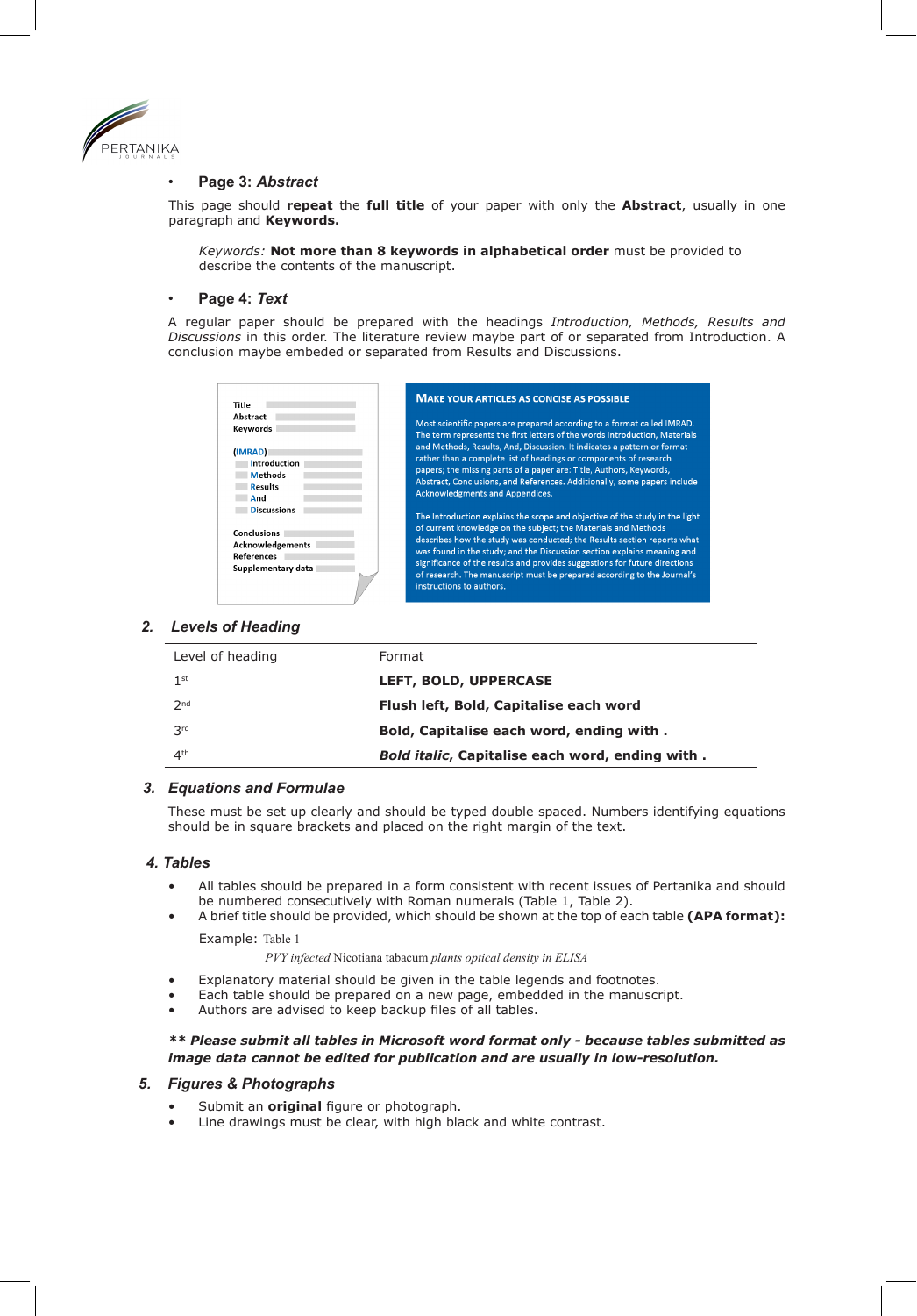- **Page 3:** ***Abstract***

This page should **repeat** the **full title** of your paper with only the **Abstract**, usually in one paragraph and **Keywords.**

*Keywords:* **Not more than 8 keywords in alphabetical order** must be provided to describe the contents of the manuscript.

- **Page 4:** ***Text***

A regular paper should be prepared with the headings *Introduction, Methods, Results and Discussions* in this order. The literature review maybe part of or separated from Introduction. A conclusion maybe embeded or separated from Results and Discussions.

Title
Abstract
Keywords

(IMRAD)
Introduction
Methods
Results
And
Discussions

Conclusions
Acknowledgements
References
Supplementary data

**MAKE YOUR ARTICLES AS CONCISE AS POSSIBLE**

Most scientific papers are prepared according to a format called IMRAD. The term represents the first letters of the words Introduction, Materials and Methods, Results, And, Discussion. It indicates a pattern or format rather than a complete list of headings or components of research papers; the missing parts of a paper are: Title, Authors, Keywords, Abstract, Conclusions, and References. Additionally, some papers include Acknowledgments and Appendices.

The Introduction explains the scope and objective of the study in the light of current knowledge on the subject; the Materials and Methods describes how the study was conducted; the Results section reports what was found in the study; and the Discussion section explains meaning and significance of the results and provides suggestions for future directions of research. The manuscript must be prepared according to the Journal's instructions to authors.

## 2. *Levels of Heading*

| Level of heading | Format |
|---|---|
| 1st | **LEFT, BOLD, UPPERCASE** |
| 2nd | **Flush left, Bold, Capitalise each word** |
| 3rd | **Bold, Capitalise each word, ending with .** |
| 4th | ***Bold italic*, Capitalise each word, ending with .** |

## 3. *Equations and Formulae*

These must be set up clearly and should be typed double spaced. Numbers identifying equations should be in square brackets and placed on the right margin of the text.

## 4. *Tables*

- All tables should be prepared in a form consistent with recent issues of Pertanika and should be numbered consecutively with Roman numerals (Table 1, Table 2).
- A brief title should be provided, which should be shown at the top of each table **(APA format):**

  Example: Table 1

  *PVY infected* Nicotiana tabacum *plants optical density in ELISA*

- Explanatory material should be given in the table legends and footnotes.
- Each table should be prepared on a new page, embedded in the manuscript.
- Authors are advised to keep backup files of all tables.

***\*\* Please submit all tables in Microsoft word format only - because tables submitted as image data cannot be edited for publication and are usually in low-resolution.***

## 5. *Figures & Photographs*

- Submit an **original** figure or photograph.
- Line drawings must be clear, with high black and white contrast.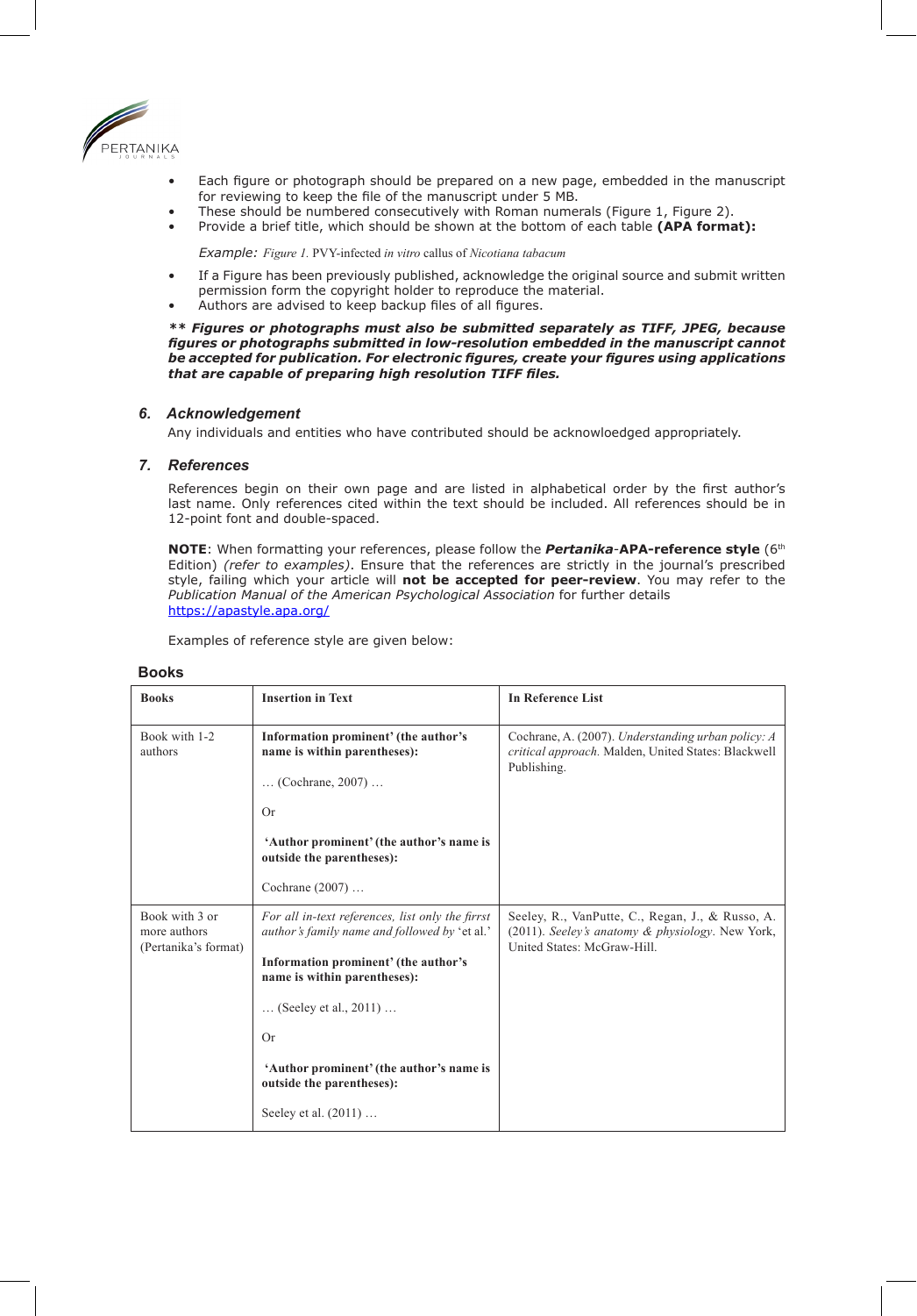- Each figure or photograph should be prepared on a new page, embedded in the manuscript for reviewing to keep the file of the manuscript under 5 MB.
- These should be numbered consecutively with Roman numerals (Figure 1, Figure 2).
- Provide a brief title, which should be shown at the bottom of each table **(APA format):**

  *Example: Figure 1.* PVY-infected *in vitro* callus of *Nicotiana tabacum*

- If a Figure has been previously published, acknowledge the original source and submit written permission form the copyright holder to reproduce the material.
- Authors are advised to keep backup files of all figures.

***\*\* Figures or photographs must also be submitted separately as TIFF, JPEG, because figures or photographs submitted in low-resolution embedded in the manuscript cannot be accepted for publication. For electronic figures, create your figures using applications that are capable of preparing high resolution TIFF files.***

### *6. Acknowledgement*

Any individuals and entities who have contributed should be acknowloedged appropriately.

### *7. References*

References begin on their own page and are listed in alphabetical order by the first author's last name. Only references cited within the text should be included. All references should be in 12-point font and double-spaced.

**NOTE**: When formatting your references, please follow the ***Pertanika*-APA-reference style** (6th Edition) *(refer to examples)*. Ensure that the references are strictly in the journal's prescribed style, failing which your article will **not be accepted for peer-review**. You may refer to the *Publication Manual of the American Psychological Association* for further details https://apastyle.apa.org/

Examples of reference style are given below:

#### Books

| **Books** | **Insertion in Text** | **In Reference List** |
|---|---|---|
| Book with 1-2 authors | **Information prominent' (the author's name is within parentheses):**<br><br>… (Cochrane, 2007) …<br><br>Or<br><br>**'Author prominent' (the author's name is outside the parentheses):**<br><br>Cochrane (2007) … | Cochrane, A. (2007). *Understanding urban policy: A critical approach.* Malden, United States: Blackwell Publishing. |
| Book with 3 or more authors (Pertanika's format) | *For all in-text references, list only the firrst author's family name and followed by* 'et al.'<br><br>**Information prominent' (the author's name is within parentheses):**<br><br>… (Seeley et al., 2011) …<br><br>Or<br><br>**'Author prominent' (the author's name is outside the parentheses):**<br><br>Seeley et al. (2011) … | Seeley, R., VanPutte, C., Regan, J., & Russo, A. (2011). *Seeley's anatomy & physiology.* New York, United States: McGraw-Hill. |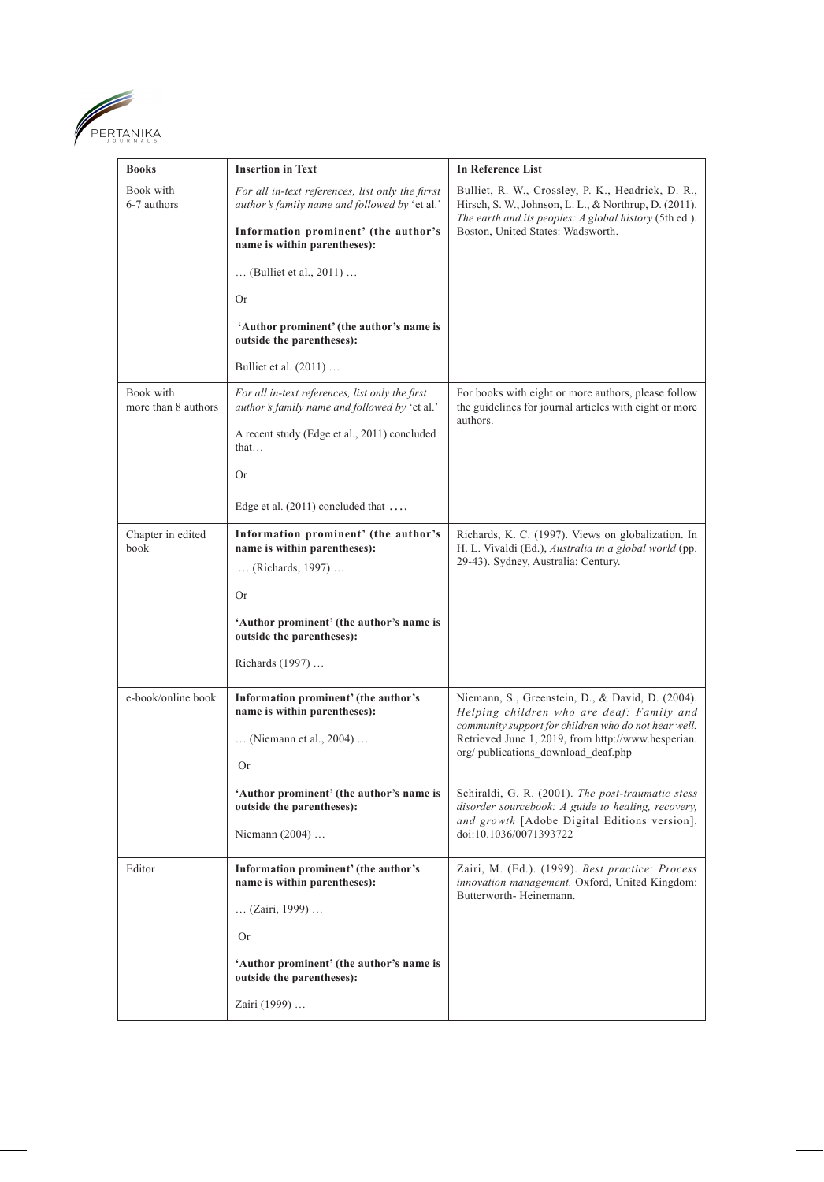| Books | Insertion in Text | In Reference List |
|---|---|---|
| Book with 6-7 authors | *For all in-text references, list only the firrst author's family name and followed by* 'et al.'<br><br>**Information prominent' (the author's name is within parentheses):**<br><br>… (Bulliet et al., 2011) …<br><br>Or<br><br>**'Author prominent' (the author's name is outside the parentheses):**<br><br>Bulliet et al. (2011) … | Bulliet, R. W., Crossley, P. K., Headrick, D. R., Hirsch, S. W., Johnson, L. L., & Northrup, D. (2011). *The earth and its peoples: A global history* (5th ed.). Boston, United States: Wadsworth. |
| Book with more than 8 authors | *For all in-text references, list only the first author's family name and followed by* 'et al.'<br><br>A recent study (Edge et al., 2011) concluded that…<br><br>Or<br><br>Edge et al. (2011) concluded that …. | For books with eight or more authors, please follow the guidelines for journal articles with eight or more authors. |
| Chapter in edited book | **Information prominent' (the author's name is within parentheses):**<br><br>… (Richards, 1997) …<br><br>Or<br><br>**'Author prominent' (the author's name is outside the parentheses):**<br><br>Richards (1997) … | Richards, K. C. (1997). Views on globalization. In H. L. Vivaldi (Ed.), *Australia in a global world* (pp. 29-43). Sydney, Australia: Century. |
| e-book/online book | **Information prominent' (the author's name is within parentheses):**<br><br>… (Niemann et al., 2004) …<br><br>Or<br><br>**'Author prominent' (the author's name is outside the parentheses):**<br><br>Niemann (2004) … | Niemann, S., Greenstein, D., & David, D. (2004). *Helping children who are deaf: Family and community support for children who do not hear well.* Retrieved June 1, 2019, from http://www.hesperian.org/ publications_download_deaf.php<br><br>Schiraldi, G. R. (2001). *The post-traumatic stess disorder sourcebook: A guide to healing, recovery, and growth* [Adobe Digital Editions version]. doi:10.1036/0071393722 |
| Editor | **Information prominent' (the author's name is within parentheses):**<br><br>… (Zairi, 1999) …<br><br>Or<br><br>**'Author prominent' (the author's name is outside the parentheses):**<br><br>Zairi (1999) … | Zairi, M. (Ed.). (1999). *Best practice: Process innovation management.* Oxford, United Kingdom: Butterworth- Heinemann. |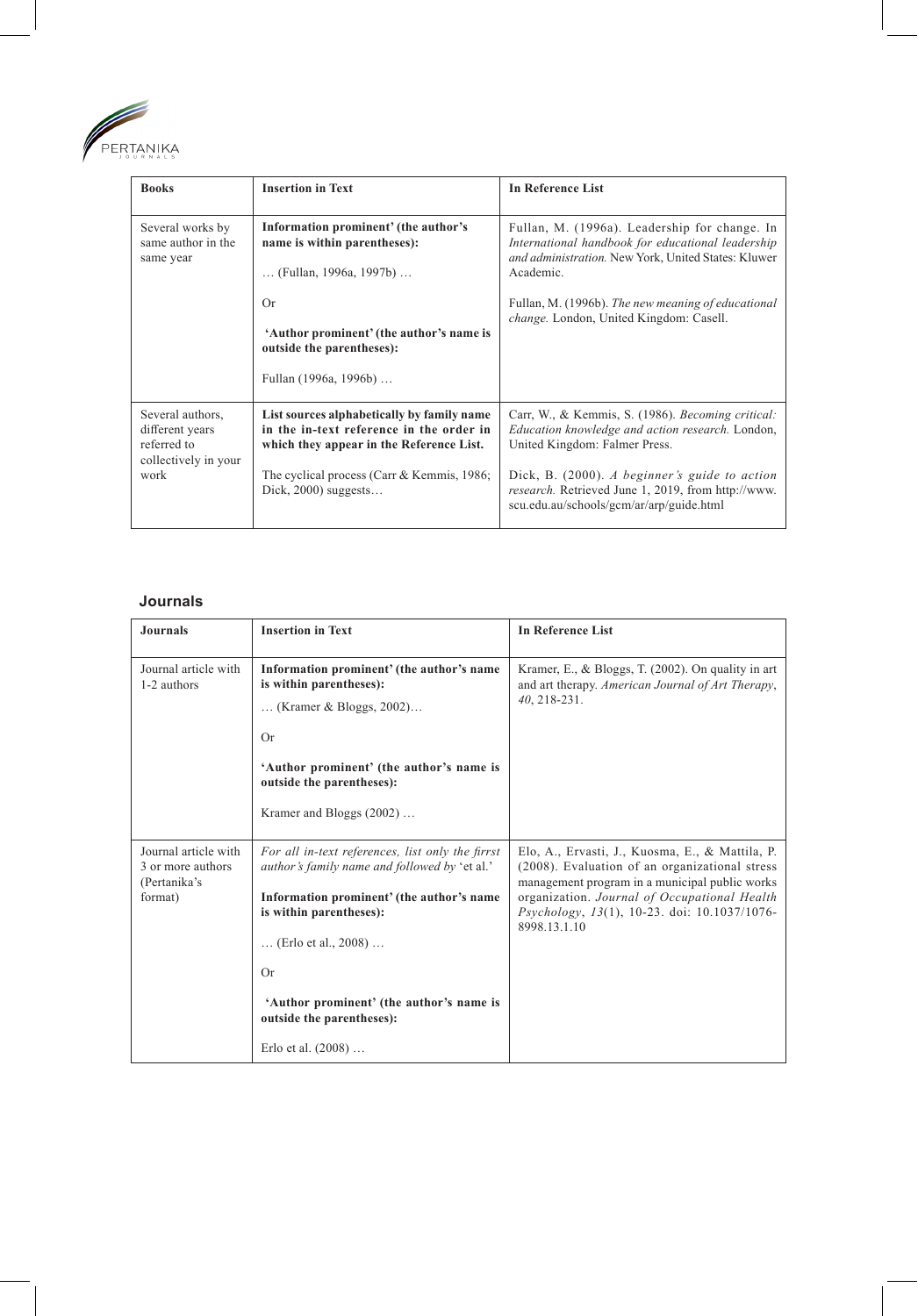| Books | Insertion in Text | In Reference List |
|---|---|---|
| Several works by same author in the same year | **Information prominent' (the author's name is within parentheses):**<br><br>… (Fullan, 1996a, 1997b) …<br><br>Or<br><br>**'Author prominent' (the author's name is outside the parentheses):**<br><br>Fullan (1996a, 1996b) … | Fullan, M. (1996a). Leadership for change. In *International handbook for educational leadership and administration.* New York, United States: Kluwer Academic.<br><br>Fullan, M. (1996b). *The new meaning of educational change.* London, United Kingdom: Casell. |
| Several authors, different years referred to collectively in your work | **List sources alphabetically by family name in the in-text reference in the order in which they appear in the Reference List.**<br><br>The cyclical process (Carr & Kemmis, 1986; Dick, 2000) suggests… | Carr, W., & Kemmis, S. (1986). *Becoming critical: Education knowledge and action research.* London, United Kingdom: Falmer Press.<br><br>Dick, B. (2000). *A beginner's guide to action research.* Retrieved June 1, 2019, from http://www.scu.edu.au/schools/gcm/ar/arp/guide.html |

### Journals

| Journals | Insertion in Text | In Reference List |
|---|---|---|
| Journal article with 1-2 authors | **Information prominent' (the author's name is within parentheses):**<br><br>… (Kramer & Bloggs, 2002)…<br><br>Or<br><br>**'Author prominent' (the author's name is outside the parentheses):**<br><br>Kramer and Bloggs (2002) … | Kramer, E., & Bloggs, T. (2002). On quality in art and art therapy. *American Journal of Art Therapy*, *40*, 218-231. |
| Journal article with 3 or more authors (Pertanika's format) | *For all in-text references, list only the firrst author's family name and followed by* 'et al.'<br><br>**Information prominent' (the author's name is within parentheses):**<br><br>… (Erlo et al., 2008) …<br><br>Or<br><br>**'Author prominent' (the author's name is outside the parentheses):**<br><br>Erlo et al. (2008) … | Elo, A., Ervasti, J., Kuosma, E., & Mattila, P. (2008). Evaluation of an organizational stress management program in a municipal public works organization. *Journal of Occupational Health Psychology*, *13*(1), 10-23. doi: 10.1037/1076-8998.13.1.10 |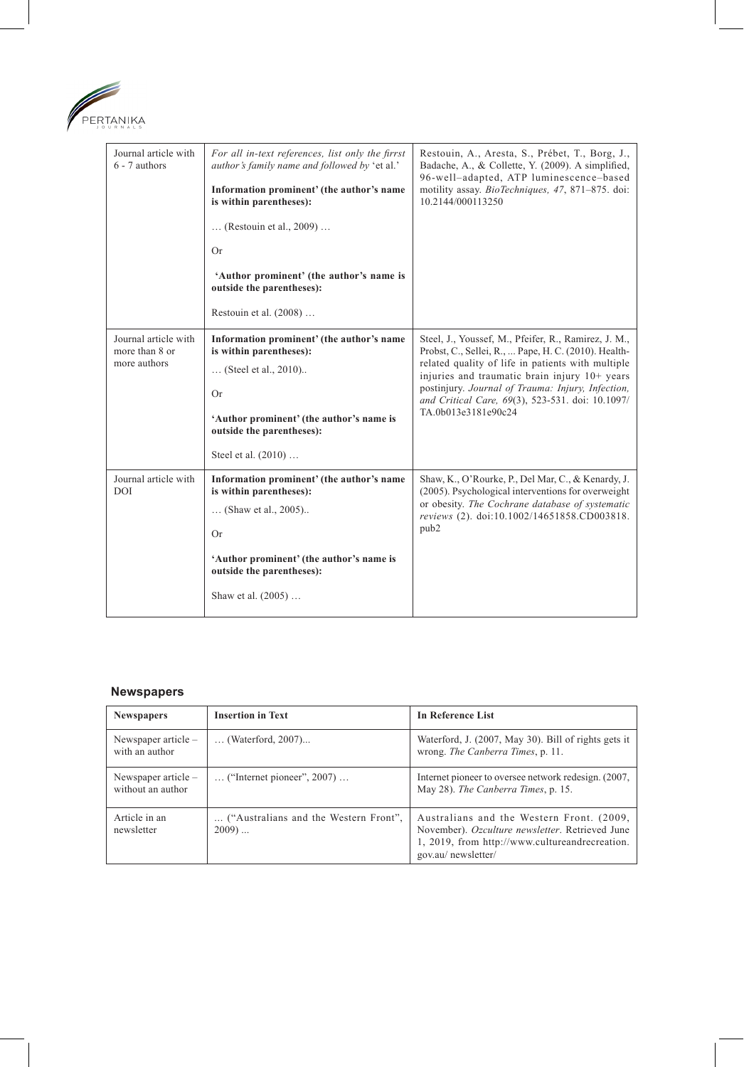| Journal article with 6 - 7 authors | *For all in-text references, list only the firrst author's family name and followed by* 'et al.'<br><br>**Information prominent' (the author's name is within parentheses):**<br><br>… (Restouin et al., 2009) …<br><br>Or<br><br>**'Author prominent' (the author's name is outside the parentheses):**<br><br>Restouin et al. (2008) … | Restouin, A., Aresta, S., Prébet, T., Borg, J., Badache, A., & Collette, Y. (2009). A simplified, 96-well–adapted, ATP luminescence–based motility assay. *BioTechniques, 47*, 871–875. doi: 10.2144/000113250 |
|---|---|---|
| Journal article with more than 8 or more authors | **Information prominent' (the author's name is within parentheses):**<br><br>… (Steel et al., 2010)..<br><br>Or<br><br>**'Author prominent' (the author's name is outside the parentheses):**<br><br>Steel et al. (2010) … | Steel, J., Youssef, M., Pfeifer, R., Ramirez, J. M., Probst, C., Sellei, R., ... Pape, H. C. (2010). Health-related quality of life in patients with multiple injuries and traumatic brain injury 10+ years postinjury. *Journal of Trauma: Injury, Infection, and Critical Care, 69*(3), 523-531. doi: 10.1097/TA.0b013e3181e90c24 |
| Journal article with DOI | **Information prominent' (the author's name is within parentheses):**<br><br>… (Shaw et al., 2005)..<br><br>Or<br><br>**'Author prominent' (the author's name is outside the parentheses):**<br><br>Shaw et al. (2005) … | Shaw, K., O'Rourke, P., Del Mar, C., & Kenardy, J. (2005). Psychological interventions for overweight or obesity. *The Cochrane database of systematic reviews* (2). doi:10.1002/14651858.CD003818.pub2 |

## Newspapers

| Newspapers | Insertion in Text | In Reference List |
|---|---|---|
| Newspaper article – with an author | … (Waterford, 2007)... | Waterford, J. (2007, May 30). Bill of rights gets it wrong. *The Canberra Times*, p. 11. |
| Newspaper article – without an author | … ("Internet pioneer", 2007) … | Internet pioneer to oversee network redesign. (2007, May 28). *The Canberra Times*, p. 15. |
| Article in an newsletter | ... ("Australians and the Western Front", 2009) ... | Australians and the Western Front. (2009, November). *Ozculture newsletter*. Retrieved June 1, 2019, from http://www.cultureandrecreation.gov.au/ newsletter/ |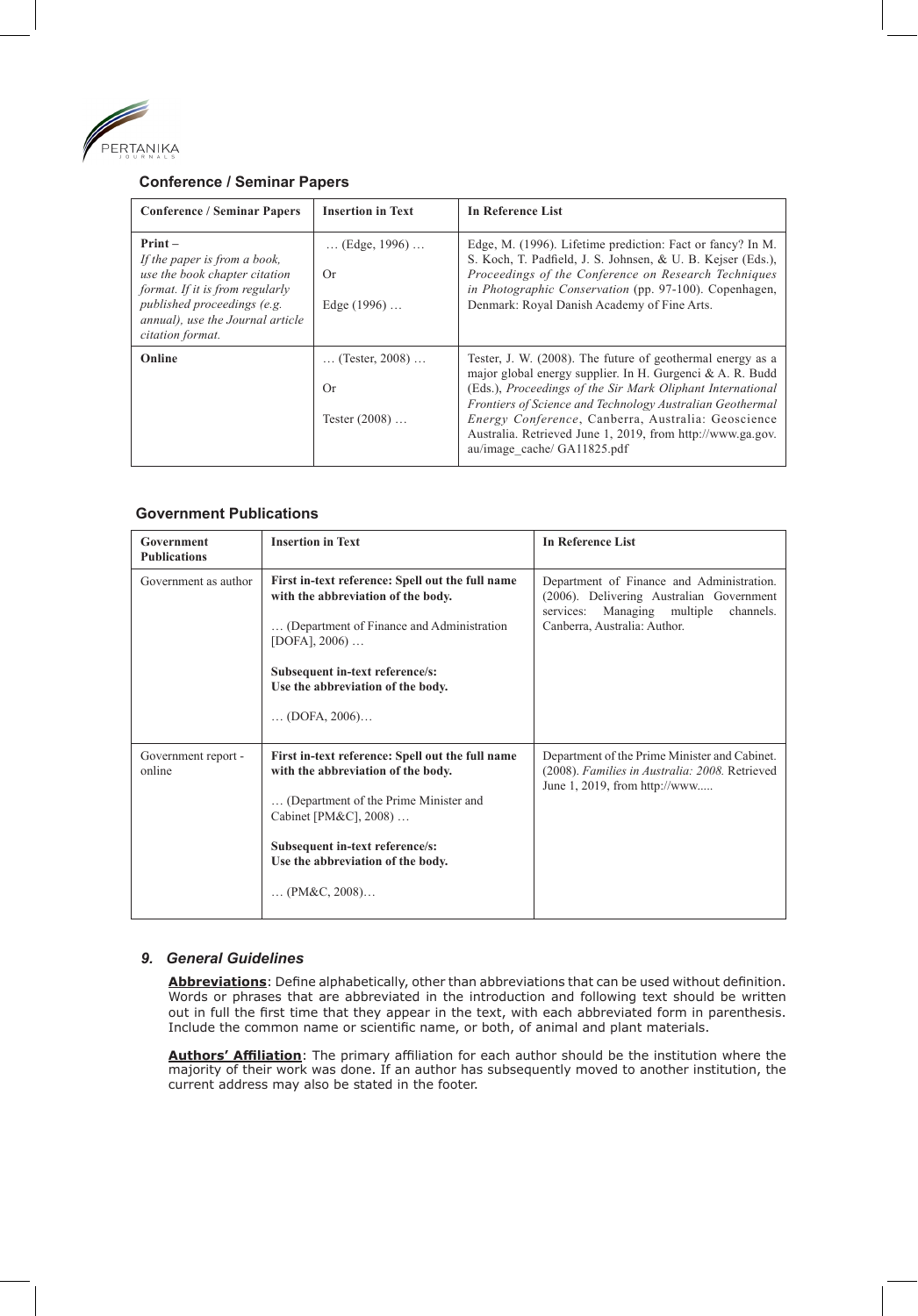### Conference / Seminar Papers

| Conference / Seminar Papers | Insertion in Text | In Reference List |
|---|---|---|
| **Print –** *If the paper is from a book, use the book chapter citation format. If it is from regularly published proceedings (e.g. annual), use the Journal article citation format.* | … (Edge, 1996) … Or Edge (1996) … | Edge, M. (1996). Lifetime prediction: Fact or fancy? In M. S. Koch, T. Padfield, J. S. Johnsen, & U. B. Kejser (Eds.), *Proceedings of the Conference on Research Techniques in Photographic Conservation* (pp. 97-100). Copenhagen, Denmark: Royal Danish Academy of Fine Arts. |
| **Online** | … (Tester, 2008) … Or Tester (2008) … | Tester, J. W. (2008). The future of geothermal energy as a major global energy supplier. In H. Gurgenci & A. R. Budd (Eds.), *Proceedings of the Sir Mark Oliphant International Frontiers of Science and Technology Australian Geothermal Energy Conference*, Canberra, Australia: Geoscience Australia. Retrieved June 1, 2019, from http://www.ga.gov.au/image_cache/ GA11825.pdf |

### Government Publications

| Government Publications | Insertion in Text | In Reference List |
|---|---|---|
| Government as author | **First in-text reference: Spell out the full name with the abbreviation of the body.** … (Department of Finance and Administration [DOFA], 2006) … **Subsequent in-text reference/s: Use the abbreviation of the body.** … (DOFA, 2006)… | Department of Finance and Administration. (2006). Delivering Australian Government services: Managing multiple channels. Canberra, Australia: Author. |
| Government report - online | **First in-text reference: Spell out the full name with the abbreviation of the body.** … (Department of the Prime Minister and Cabinet [PM&C], 2008) … **Subsequent in-text reference/s: Use the abbreviation of the body.** … (PM&C, 2008)… | Department of the Prime Minister and Cabinet. (2008). *Families in Australia: 2008.* Retrieved June 1, 2019, from http://www..... |

### *9. General Guidelines*

**Abbreviations**: Define alphabetically, other than abbreviations that can be used without definition. Words or phrases that are abbreviated in the introduction and following text should be written out in full the first time that they appear in the text, with each abbreviated form in parenthesis. Include the common name or scientific name, or both, of animal and plant materials.

**Authors' Affiliation**: The primary affiliation for each author should be the institution where the majority of their work was done. If an author has subsequently moved to another institution, the current address may also be stated in the footer.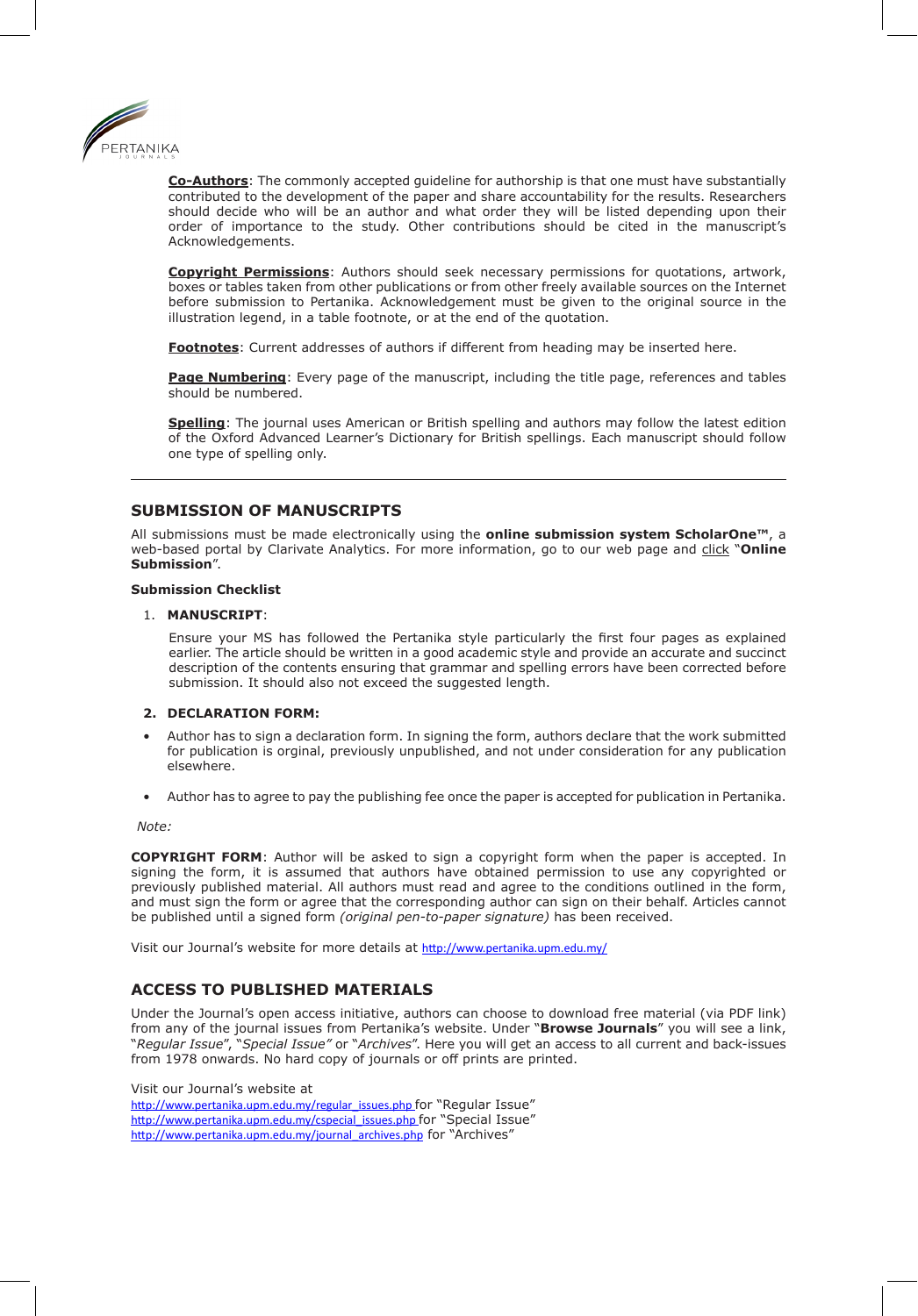**Co-Authors**: The commonly accepted guideline for authorship is that one must have substantially contributed to the development of the paper and share accountability for the results. Researchers should decide who will be an author and what order they will be listed depending upon their order of importance to the study. Other contributions should be cited in the manuscript's Acknowledgements.

**Copyright Permissions**: Authors should seek necessary permissions for quotations, artwork, boxes or tables taken from other publications or from other freely available sources on the Internet before submission to Pertanika. Acknowledgement must be given to the original source in the illustration legend, in a table footnote, or at the end of the quotation.

**Footnotes**: Current addresses of authors if different from heading may be inserted here.

**Page Numbering**: Every page of the manuscript, including the title page, references and tables should be numbered.

**Spelling**: The journal uses American or British spelling and authors may follow the latest edition of the Oxford Advanced Learner's Dictionary for British spellings. Each manuscript should follow one type of spelling only.

---

## SUBMISSION OF MANUSCRIPTS

All submissions must be made electronically using the **online submission system ScholarOne™**, a web-based portal by Clarivate Analytics. For more information, go to our web page and click "**Online Submission**".

**Submission Checklist**

1. **MANUSCRIPT**:

   Ensure your MS has followed the Pertanika style particularly the first four pages as explained earlier. The article should be written in a good academic style and provide an accurate and succinct description of the contents ensuring that grammar and spelling errors have been corrected before submission. It should also not exceed the suggested length.

2. **DECLARATION FORM:**

- Author has to sign a declaration form. In signing the form, authors declare that the work submitted for publication is orginal, previously unpublished, and not under consideration for any publication elsewhere.
- Author has to agree to pay the publishing fee once the paper is accepted for publication in Pertanika.

*Note:*

**COPYRIGHT FORM**: Author will be asked to sign a copyright form when the paper is accepted. In signing the form, it is assumed that authors have obtained permission to use any copyrighted or previously published material. All authors must read and agree to the conditions outlined in the form, and must sign the form or agree that the corresponding author can sign on their behalf. Articles cannot be published until a signed form *(original pen-to-paper signature)* has been received.

Visit our Journal's website for more details at http://www.pertanika.upm.edu.my/

## ACCESS TO PUBLISHED MATERIALS

Under the Journal's open access initiative, authors can choose to download free material (via PDF link) from any of the journal issues from Pertanika's website. Under "**Browse Journals**" you will see a link, "*Regular Issue*", "*Special Issue*" or "*Archives*". Here you will get an access to all current and back-issues from 1978 onwards. No hard copy of journals or off prints are printed.

Visit our Journal's website at
http://www.pertanika.upm.edu.my/regular_issues.php for "Regular Issue"
http://www.pertanika.upm.edu.my/cspecial_issues.php for "Special Issue"
http://www.pertanika.upm.edu.my/journal_archives.php for "Archives"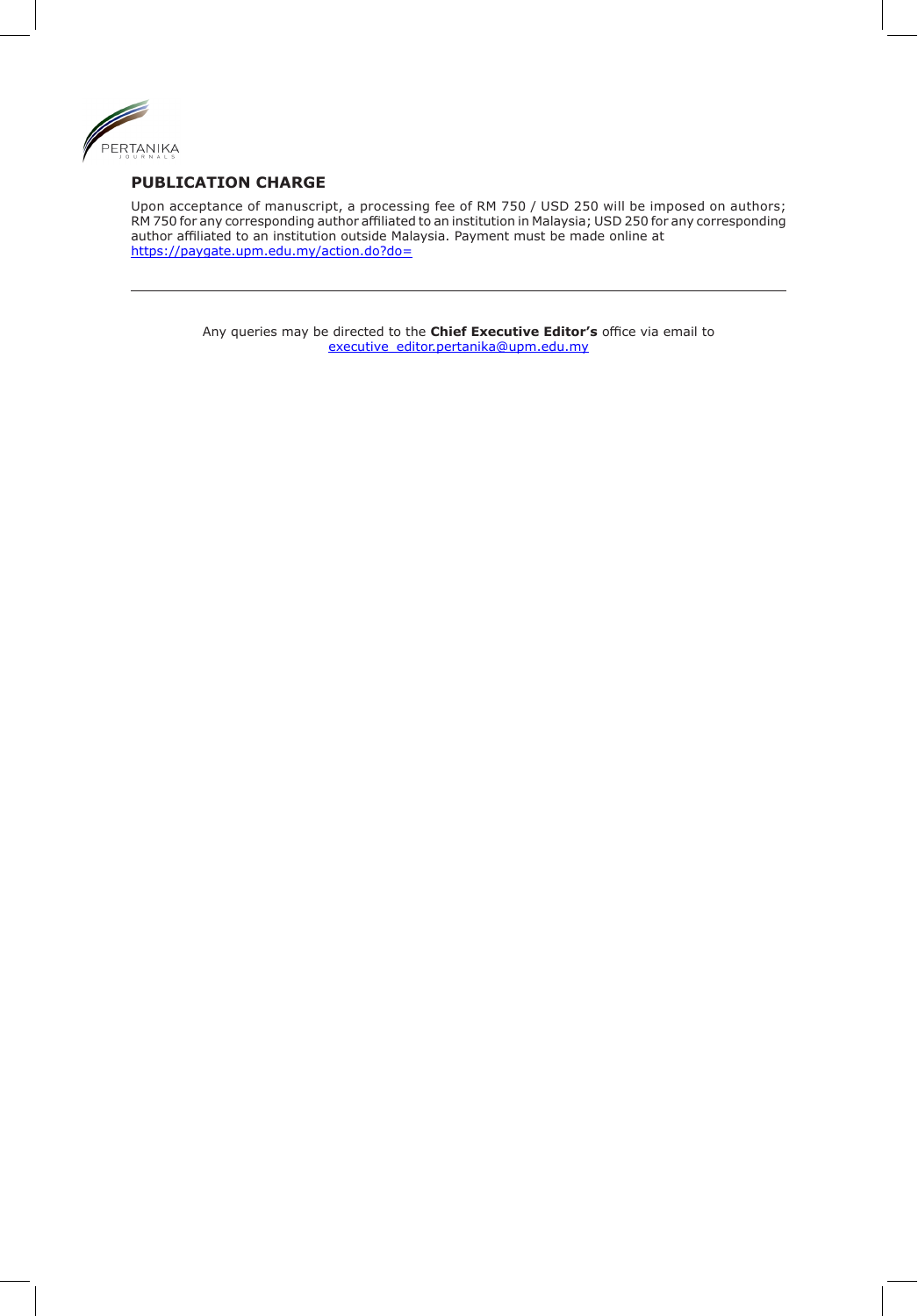PERTANIKA
JOURNALS

## PUBLICATION CHARGE

Upon acceptance of manuscript, a processing fee of RM 750 / USD 250 will be imposed on authors; RM 750 for any corresponding author affiliated to an institution in Malaysia; USD 250 for any corresponding author affiliated to an institution outside Malaysia. Payment must be made online at https://paygate.upm.edu.my/action.do?do=

---

Any queries may be directed to the **Chief Executive Editor's** office via email to executive_editor.pertanika@upm.edu.my